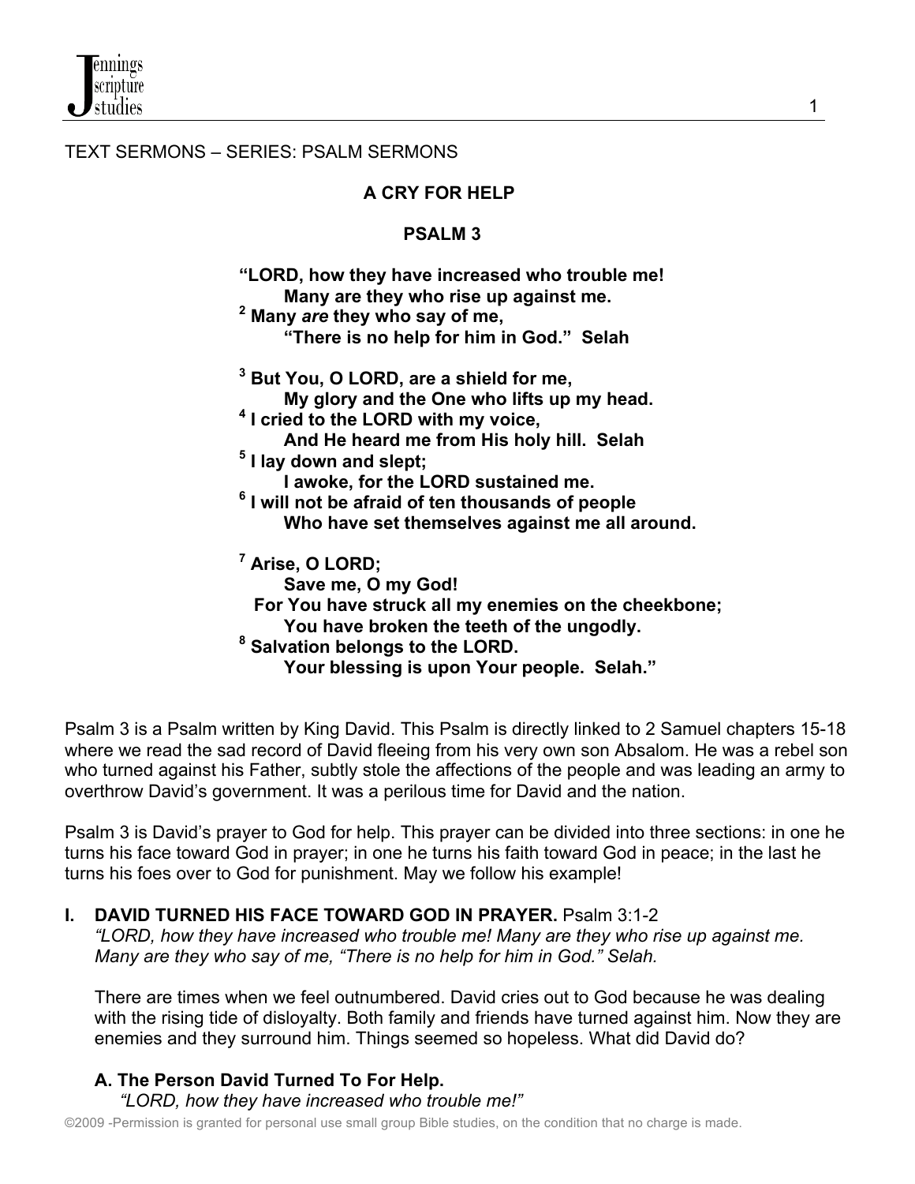TEXT SERMONS – SERIES: PSALM SERMONS

## A CRY FOR HELP

## PSALM 3

> **"LORD, how they have increased who trouble me!**
> **Many are they who rise up against me.**
> **[2] Many *are* they who say of me,**
> **"There is no help for him in God." Selah**
>
> **[3] But You, O LORD, are a shield for me,**
> **My glory and the One who lifts up my head.**
> **[4] I cried to the LORD with my voice,**
> **And He heard me from His holy hill. Selah**
> **[5] I lay down and slept;**
> **I awoke, for the LORD sustained me.**
> **[6] I will not be afraid of ten thousands of people**
> **Who have set themselves against me all around.**
>
> **[7] Arise, O LORD;**
> **Save me, O my God!**
> **For You have struck all my enemies on the cheekbone;**
> **You have broken the teeth of the ungodly.**
> **[8] Salvation belongs to the LORD.**
> **Your blessing is upon Your people. Selah."**

Psalm 3 is a Psalm written by King David. This Psalm is directly linked to 2 Samuel chapters 15-18 where we read the sad record of David fleeing from his very own son Absalom. He was a rebel son who turned against his Father, subtly stole the affections of the people and was leading an army to overthrow David's government. It was a perilous time for David and the nation.

Psalm 3 is David's prayer to God for help. This prayer can be divided into three sections: in one he turns his face toward God in prayer; in one he turns his faith toward God in peace; in the last he turns his foes over to God for punishment. May we follow his example!

### I. DAVID TURNED HIS FACE TOWARD GOD IN PRAYER. Psalm 3:1-2

*"LORD, how they have increased who trouble me! Many are they who rise up against me. Many are they who say of me, "There is no help for him in God." Selah.*

There are times when we feel outnumbered. David cries out to God because he was dealing with the rising tide of disloyalty. Both family and friends have turned against him. Now they are enemies and they surround him. Things seemed so hopeless. What did David do?

#### A. The Person David Turned To For Help.

*"LORD, how they have increased who trouble me!"*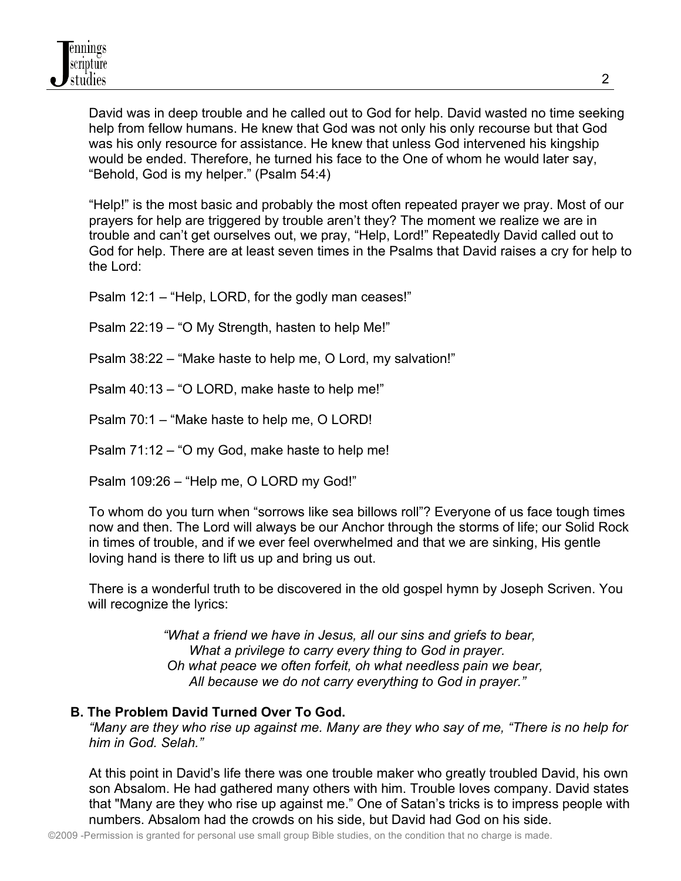David was in deep trouble and he called out to God for help. David wasted no time seeking help from fellow humans. He knew that God was not only his only recourse but that God was his only resource for assistance. He knew that unless God intervened his kingship would be ended. Therefore, he turned his face to the One of whom he would later say, "Behold, God is my helper." (Psalm 54:4)

"Help!" is the most basic and probably the most often repeated prayer we pray. Most of our prayers for help are triggered by trouble aren't they? The moment we realize we are in trouble and can't get ourselves out, we pray, "Help, Lord!" Repeatedly David called out to God for help. There are at least seven times in the Psalms that David raises a cry for help to the Lord:

Psalm 12:1 – "Help, LORD, for the godly man ceases!"

Psalm 22:19 – "O My Strength, hasten to help Me!"

Psalm 38:22 – "Make haste to help me, O Lord, my salvation!"

Psalm 40:13 – "O LORD, make haste to help me!"

Psalm 70:1 – "Make haste to help me, O LORD!

Psalm 71:12 – "O my God, make haste to help me!

Psalm 109:26 – "Help me, O LORD my God!"

To whom do you turn when "sorrows like sea billows roll"? Everyone of us face tough times now and then. The Lord will always be our Anchor through the storms of life; our Solid Rock in times of trouble, and if we ever feel overwhelmed and that we are sinking, His gentle loving hand is there to lift us up and bring us out.

There is a wonderful truth to be discovered in the old gospel hymn by Joseph Scriven. You will recognize the lyrics:

> *"What a friend we have in Jesus, all our sins and griefs to bear,*
> *What a privilege to carry every thing to God in prayer.*
> *Oh what peace we often forfeit, oh what needless pain we bear,*
> *All because we do not carry everything to God in prayer."*

### B. The Problem David Turned Over To God.

*"Many are they who rise up against me. Many are they who say of me, "There is no help for him in God. Selah."*

At this point in David's life there was one trouble maker who greatly troubled David, his own son Absalom. He had gathered many others with him. Trouble loves company. David states that "Many are they who rise up against me." One of Satan's tricks is to impress people with numbers. Absalom had the crowds on his side, but David had God on his side.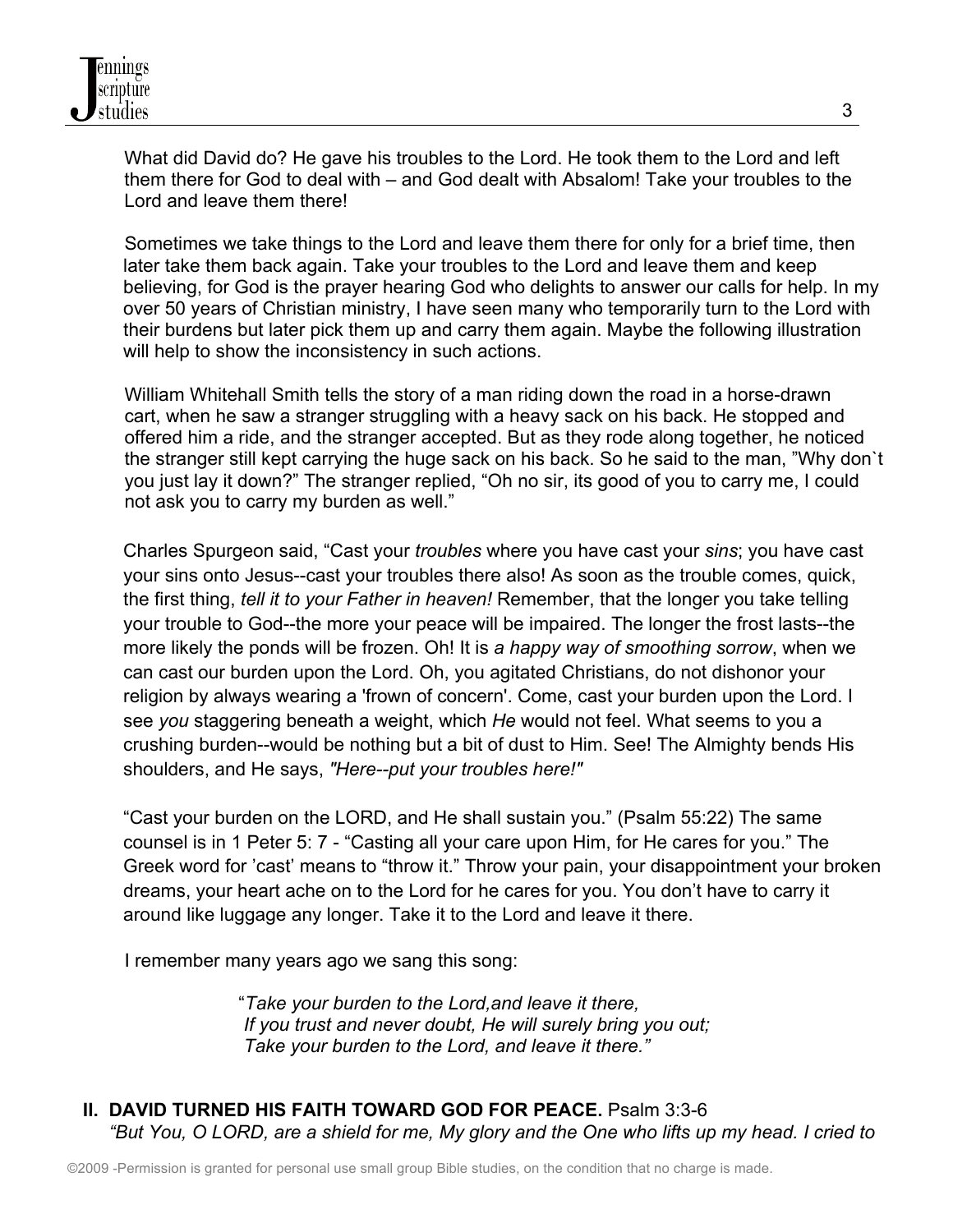What did David do? He gave his troubles to the Lord. He took them to the Lord and left them there for God to deal with – and God dealt with Absalom! Take your troubles to the Lord and leave them there!

Sometimes we take things to the Lord and leave them there for only for a brief time, then later take them back again. Take your troubles to the Lord and leave them and keep believing, for God is the prayer hearing God who delights to answer our calls for help. In my over 50 years of Christian ministry, I have seen many who temporarily turn to the Lord with their burdens but later pick them up and carry them again. Maybe the following illustration will help to show the inconsistency in such actions.

William Whitehall Smith tells the story of a man riding down the road in a horse-drawn cart, when he saw a stranger struggling with a heavy sack on his back. He stopped and offered him a ride, and the stranger accepted. But as they rode along together, he noticed the stranger still kept carrying the huge sack on his back. So he said to the man, "Why don`t you just lay it down?" The stranger replied, "Oh no sir, its good of you to carry me, I could not ask you to carry my burden as well."

Charles Spurgeon said, "Cast your *troubles* where you have cast your *sins*; you have cast your sins onto Jesus--cast your troubles there also! As soon as the trouble comes, quick, the first thing, *tell it to your Father in heaven!* Remember, that the longer you take telling your trouble to God--the more your peace will be impaired. The longer the frost lasts--the more likely the ponds will be frozen. Oh! It is *a happy way of smoothing sorrow*, when we can cast our burden upon the Lord. Oh, you agitated Christians, do not dishonor your religion by always wearing a 'frown of concern'. Come, cast your burden upon the Lord. I see *you* staggering beneath a weight, which *He* would not feel. What seems to you a crushing burden--would be nothing but a bit of dust to Him. See! The Almighty bends His shoulders, and He says, *"Here--put your troubles here!"*

"Cast your burden on the LORD, and He shall sustain you." (Psalm 55:22) The same counsel is in 1 Peter 5: 7 - "Casting all your care upon Him, for He cares for you." The Greek word for 'cast' means to "throw it." Throw your pain, your disappointment your broken dreams, your heart ache on to the Lord for he cares for you. You don't have to carry it around like luggage any longer. Take it to the Lord and leave it there.

I remember many years ago we sang this song:

> "*Take your burden to the Lord,and leave it there,*
> *If you trust and never doubt, He will surely bring you out;*
> *Take your burden to the Lord, and leave it there."*

## II. DAVID TURNED HIS FAITH TOWARD GOD FOR PEACE. Psalm 3:3-6

*"But You, O LORD, are a shield for me, My glory and the One who lifts up my head. I cried to*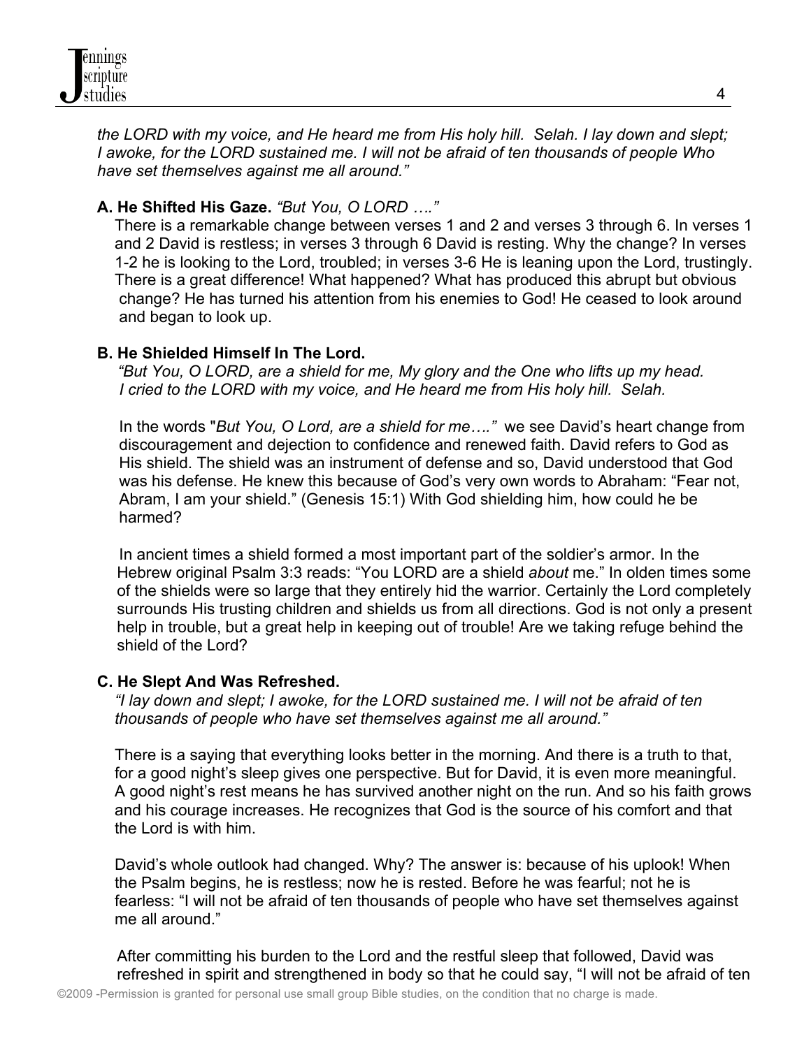*the LORD with my voice, and He heard me from His holy hill. Selah. I lay down and slept; I awoke, for the LORD sustained me. I will not be afraid of ten thousands of people Who have set themselves against me all around."*

**A. He Shifted His Gaze.** *"But You, O LORD …."*

There is a remarkable change between verses 1 and 2 and verses 3 through 6. In verses 1 and 2 David is restless; in verses 3 through 6 David is resting. Why the change? In verses 1-2 he is looking to the Lord, troubled; in verses 3-6 He is leaning upon the Lord, trustingly. There is a great difference! What happened? What has produced this abrupt but obvious change? He has turned his attention from his enemies to God! He ceased to look around and began to look up.

**B. He Shielded Himself In The Lord.**

*"But You, O LORD, are a shield for me, My glory and the One who lifts up my head. I cried to the LORD with my voice, and He heard me from His holy hill. Selah.*

In the words "*But You, O Lord, are a shield for me…."* we see David's heart change from discouragement and dejection to confidence and renewed faith. David refers to God as His shield. The shield was an instrument of defense and so, David understood that God was his defense. He knew this because of God's very own words to Abraham: "Fear not, Abram, I am your shield." (Genesis 15:1) With God shielding him, how could he be harmed?

In ancient times a shield formed a most important part of the soldier's armor. In the Hebrew original Psalm 3:3 reads: "You LORD are a shield *about* me." In olden times some of the shields were so large that they entirely hid the warrior. Certainly the Lord completely surrounds His trusting children and shields us from all directions. God is not only a present help in trouble, but a great help in keeping out of trouble! Are we taking refuge behind the shield of the Lord?

**C. He Slept And Was Refreshed.**

*"I lay down and slept; I awoke, for the LORD sustained me. I will not be afraid of ten thousands of people who have set themselves against me all around."*

There is a saying that everything looks better in the morning. And there is a truth to that, for a good night's sleep gives one perspective. But for David, it is even more meaningful. A good night's rest means he has survived another night on the run. And so his faith grows and his courage increases. He recognizes that God is the source of his comfort and that the Lord is with him.

David's whole outlook had changed. Why? The answer is: because of his uplook! When the Psalm begins, he is restless; now he is rested. Before he was fearful; not he is fearless: "I will not be afraid of ten thousands of people who have set themselves against me all around."

After committing his burden to the Lord and the restful sleep that followed, David was refreshed in spirit and strengthened in body so that he could say, "I will not be afraid of ten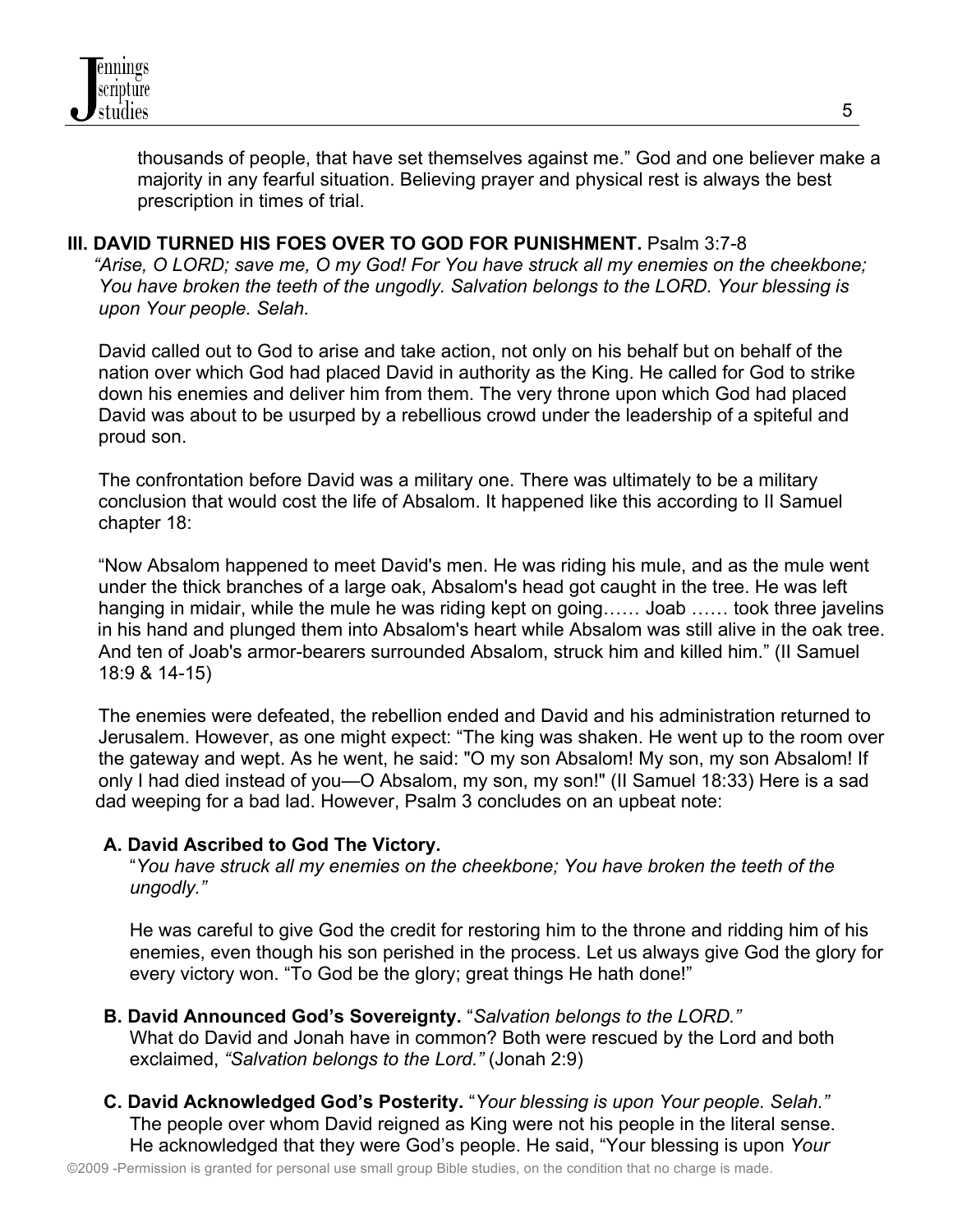thousands of people, that have set themselves against me." God and one believer make a majority in any fearful situation. Believing prayer and physical rest is always the best prescription in times of trial.

## III. DAVID TURNED HIS FOES OVER TO GOD FOR PUNISHMENT. Psalm 3:7-8

*"Arise, O LORD; save me, O my God! For You have struck all my enemies on the cheekbone; You have broken the teeth of the ungodly. Salvation belongs to the LORD. Your blessing is upon Your people. Selah.*

David called out to God to arise and take action, not only on his behalf but on behalf of the nation over which God had placed David in authority as the King. He called for God to strike down his enemies and deliver him from them. The very throne upon which God had placed David was about to be usurped by a rebellious crowd under the leadership of a spiteful and proud son.

The confrontation before David was a military one. There was ultimately to be a military conclusion that would cost the life of Absalom. It happened like this according to II Samuel chapter 18:

"Now Absalom happened to meet David's men. He was riding his mule, and as the mule went under the thick branches of a large oak, Absalom's head got caught in the tree. He was left hanging in midair, while the mule he was riding kept on going…… Joab …… took three javelins in his hand and plunged them into Absalom's heart while Absalom was still alive in the oak tree. And ten of Joab's armor-bearers surrounded Absalom, struck him and killed him." (II Samuel 18:9 & 14-15)

The enemies were defeated, the rebellion ended and David and his administration returned to Jerusalem. However, as one might expect: "The king was shaken. He went up to the room over the gateway and wept. As he went, he said: "O my son Absalom! My son, my son Absalom! If only I had died instead of you—O Absalom, my son, my son!" (II Samuel 18:33) Here is a sad dad weeping for a bad lad. However, Psalm 3 concludes on an upbeat note:

### A. David Ascribed to God The Victory.

"*You have struck all my enemies on the cheekbone; You have broken the teeth of the ungodly."*

He was careful to give God the credit for restoring him to the throne and ridding him of his enemies, even though his son perished in the process. Let us always give God the glory for every victory won. "To God be the glory; great things He hath done!"

### B. David Announced God's Sovereignty. "*Salvation belongs to the LORD."*

What do David and Jonah have in common? Both were rescued by the Lord and both exclaimed, *"Salvation belongs to the Lord."* (Jonah 2:9)

### C. David Acknowledged God's Posterity. "*Your blessing is upon Your people. Selah."*

The people over whom David reigned as King were not his people in the literal sense. He acknowledged that they were God's people. He said, "Your blessing is upon *Your*

©2009 -Permission is granted for personal use small group Bible studies, on the condition that no charge is made.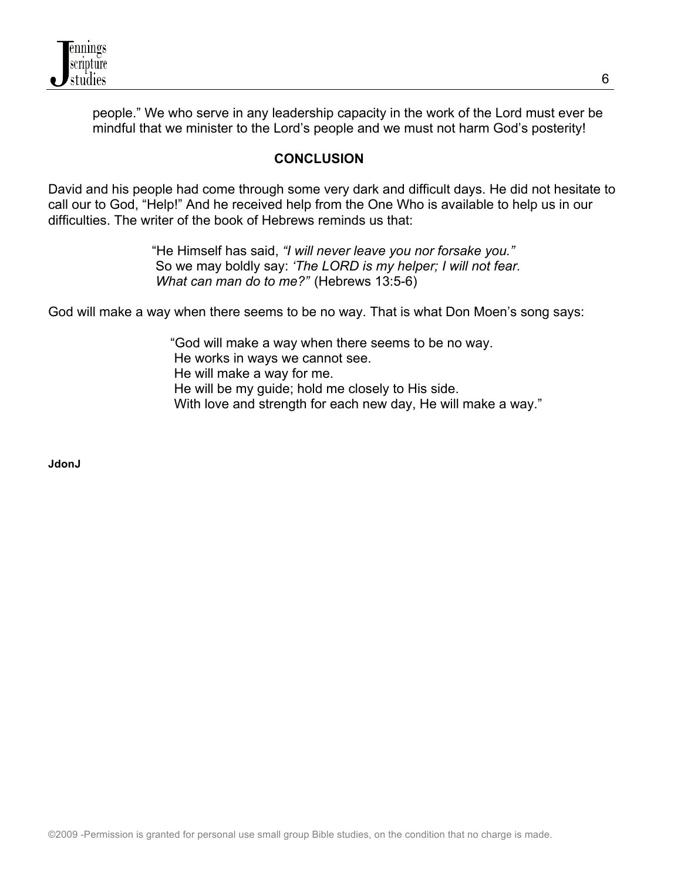people." We who serve in any leadership capacity in the work of the Lord must ever be mindful that we minister to the Lord's people and we must not harm God's posterity!

## CONCLUSION

David and his people had come through some very dark and difficult days. He did not hesitate to call our to God, "Help!" And he received help from the One Who is available to help us in our difficulties. The writer of the book of Hebrews reminds us that:

> "He Himself has said, *"I will never leave you nor forsake you."*
> So we may boldly say: *'The LORD is my helper; I will not fear. What can man do to me?"* (Hebrews 13:5-6)

God will make a way when there seems to be no way. That is what Don Moen's song says:

> "God will make a way when there seems to be no way.
> He works in ways we cannot see.
> He will make a way for me.
> He will be my guide; hold me closely to His side.
> With love and strength for each new day, He will make a way."

**JdonJ**

©2009 -Permission is granted for personal use small group Bible studies, on the condition that no charge is made.